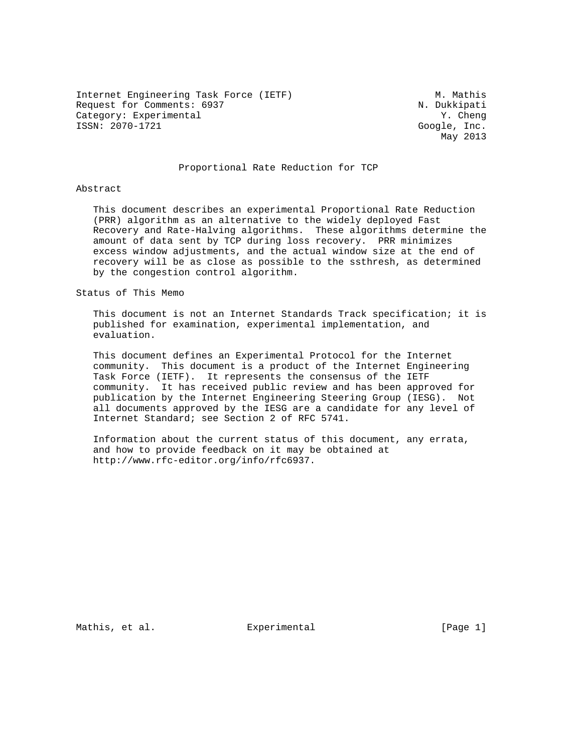Internet Engineering Task Force (IETF) M. Mathis
Request for Comments: 6937 N. Dukkipati
Category: Experimental Y. Cheng
ISSN: 2070-1721 Google, Inc.
May 2013

# Proportional Rate Reduction for TCP

## Abstract

This document describes an experimental Proportional Rate Reduction (PRR) algorithm as an alternative to the widely deployed Fast Recovery and Rate-Halving algorithms. These algorithms determine the amount of data sent by TCP during loss recovery. PRR minimizes excess window adjustments, and the actual window size at the end of recovery will be as close as possible to the ssthresh, as determined by the congestion control algorithm.

## Status of This Memo

This document is not an Internet Standards Track specification; it is published for examination, experimental implementation, and evaluation.

This document defines an Experimental Protocol for the Internet community. This document is a product of the Internet Engineering Task Force (IETF). It represents the consensus of the IETF community. It has received public review and has been approved for publication by the Internet Engineering Steering Group (IESG). Not all documents approved by the IESG are a candidate for any level of Internet Standard; see Section 2 of RFC 5741.

Information about the current status of this document, any errata, and how to provide feedback on it may be obtained at http://www.rfc-editor.org/info/rfc6937.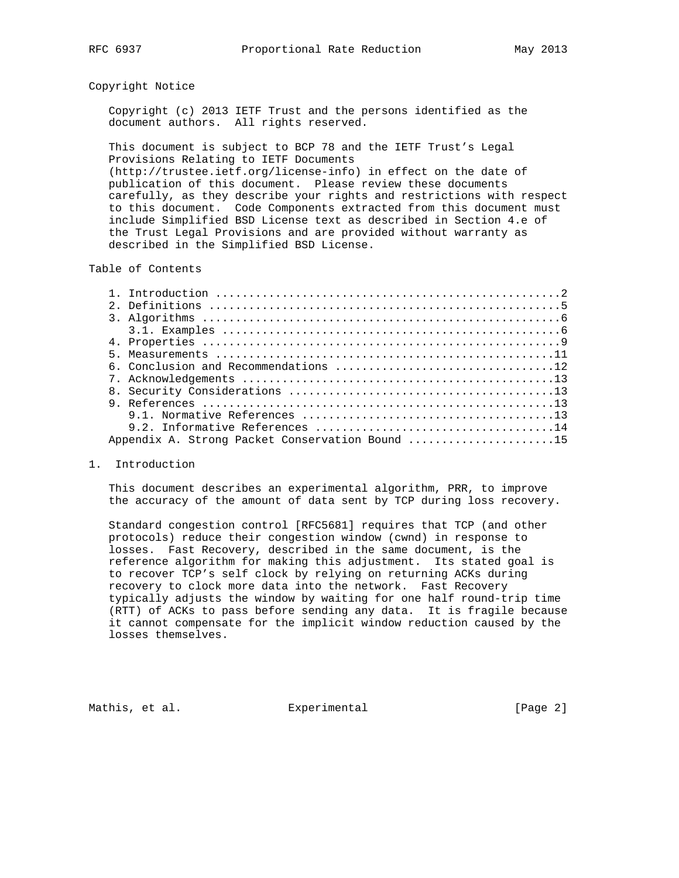## Copyright Notice

Copyright (c) 2013 IETF Trust and the persons identified as the document authors. All rights reserved.

This document is subject to BCP 78 and the IETF Trust's Legal Provisions Relating to IETF Documents (http://trustee.ietf.org/license-info) in effect on the date of publication of this document. Please review these documents carefully, as they describe your rights and restrictions with respect to this document. Code Components extracted from this document must include Simplified BSD License text as described in Section 4.e of the Trust Legal Provisions and are provided without warranty as described in the Simplified BSD License.

## Table of Contents

```
   1. Introduction ....................................................2
   2. Definitions .....................................................5
   3. Algorithms ......................................................6
      3.1. Examples ...................................................6
   4. Properties ......................................................9
   5. Measurements ...................................................11
   6. Conclusion and Recommendations .................................12
   7. Acknowledgements ...............................................13
   8. Security Considerations ........................................13
   9. References .....................................................13
      9.1. Normative References ......................................13
      9.2. Informative References ....................................14
   Appendix A. Strong Packet Conservation Bound ......................15
```

## 1. Introduction

This document describes an experimental algorithm, PRR, to improve the accuracy of the amount of data sent by TCP during loss recovery.

Standard congestion control [RFC5681] requires that TCP (and other protocols) reduce their congestion window (cwnd) in response to losses. Fast Recovery, described in the same document, is the reference algorithm for making this adjustment. Its stated goal is to recover TCP's self clock by relying on returning ACKs during recovery to clock more data into the network. Fast Recovery typically adjusts the window by waiting for one half round-trip time (RTT) of ACKs to pass before sending any data. It is fragile because it cannot compensate for the implicit window reduction caused by the losses themselves.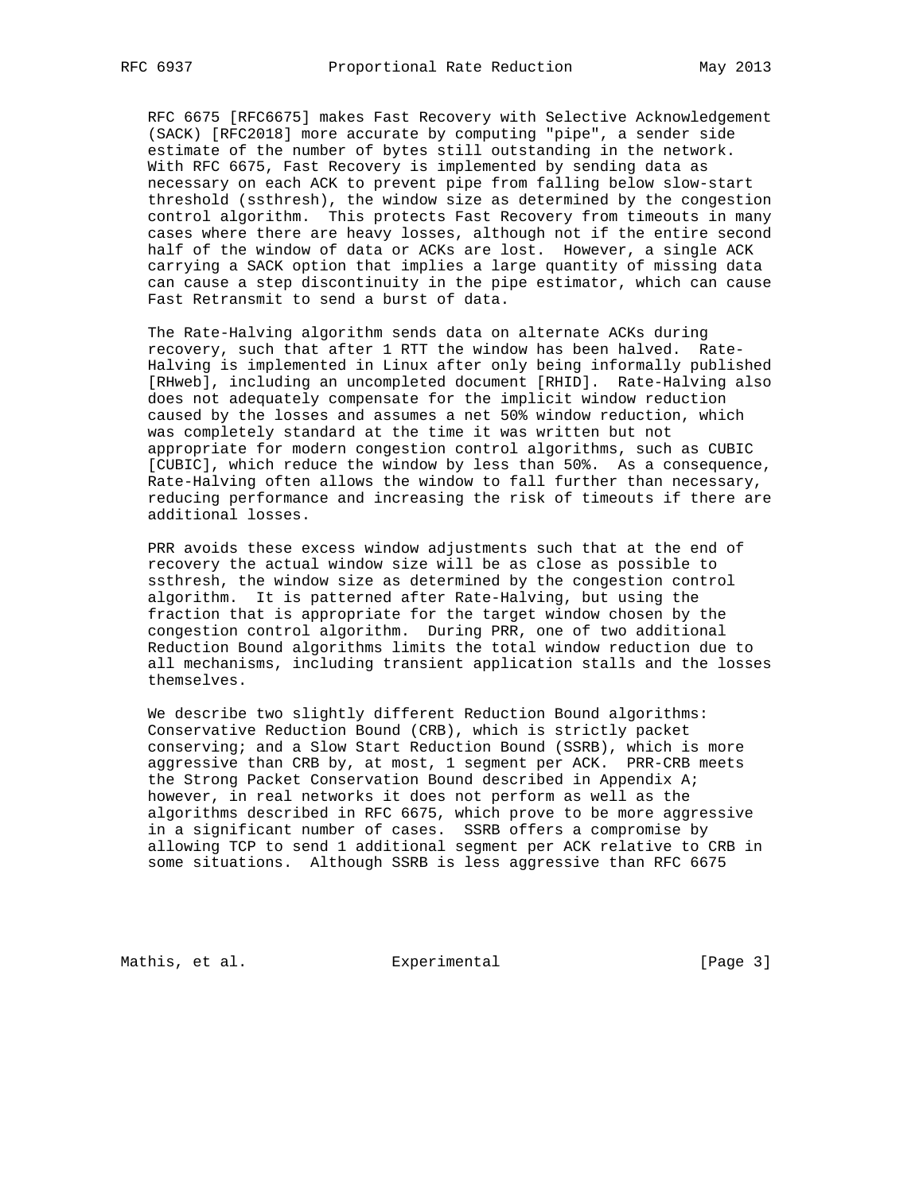RFC 6675 [RFC6675] makes Fast Recovery with Selective Acknowledgement (SACK) [RFC2018] more accurate by computing "pipe", a sender side estimate of the number of bytes still outstanding in the network. With RFC 6675, Fast Recovery is implemented by sending data as necessary on each ACK to prevent pipe from falling below slow-start threshold (ssthresh), the window size as determined by the congestion control algorithm. This protects Fast Recovery from timeouts in many cases where there are heavy losses, although not if the entire second half of the window of data or ACKs are lost. However, a single ACK carrying a SACK option that implies a large quantity of missing data can cause a step discontinuity in the pipe estimator, which can cause Fast Retransmit to send a burst of data.

The Rate-Halving algorithm sends data on alternate ACKs during recovery, such that after 1 RTT the window has been halved. Rate-Halving is implemented in Linux after only being informally published [RHweb], including an uncompleted document [RHID]. Rate-Halving also does not adequately compensate for the implicit window reduction caused by the losses and assumes a net 50% window reduction, which was completely standard at the time it was written but not appropriate for modern congestion control algorithms, such as CUBIC [CUBIC], which reduce the window by less than 50%. As a consequence, Rate-Halving often allows the window to fall further than necessary, reducing performance and increasing the risk of timeouts if there are additional losses.

PRR avoids these excess window adjustments such that at the end of recovery the actual window size will be as close as possible to ssthresh, the window size as determined by the congestion control algorithm. It is patterned after Rate-Halving, but using the fraction that is appropriate for the target window chosen by the congestion control algorithm. During PRR, one of two additional Reduction Bound algorithms limits the total window reduction due to all mechanisms, including transient application stalls and the losses themselves.

We describe two slightly different Reduction Bound algorithms: Conservative Reduction Bound (CRB), which is strictly packet conserving; and a Slow Start Reduction Bound (SSRB), which is more aggressive than CRB by, at most, 1 segment per ACK. PRR-CRB meets the Strong Packet Conservation Bound described in Appendix A; however, in real networks it does not perform as well as the algorithms described in RFC 6675, which prove to be more aggressive in a significant number of cases. SSRB offers a compromise by allowing TCP to send 1 additional segment per ACK relative to CRB in some situations. Although SSRB is less aggressive than RFC 6675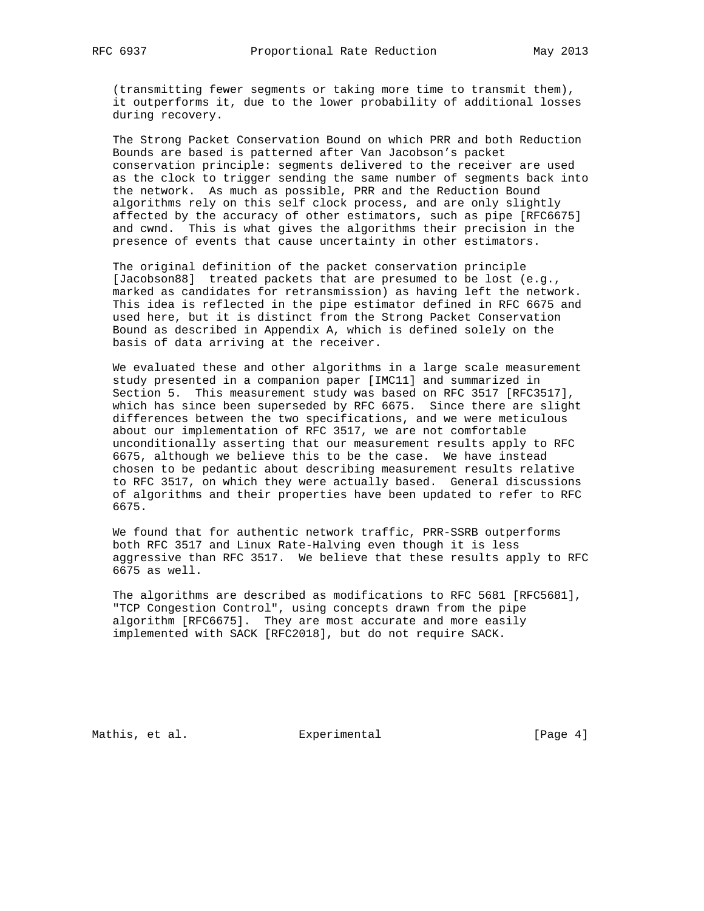(transmitting fewer segments or taking more time to transmit them), it outperforms it, due to the lower probability of additional losses during recovery.

The Strong Packet Conservation Bound on which PRR and both Reduction Bounds are based is patterned after Van Jacobson's packet conservation principle: segments delivered to the receiver are used as the clock to trigger sending the same number of segments back into the network. As much as possible, PRR and the Reduction Bound algorithms rely on this self clock process, and are only slightly affected by the accuracy of other estimators, such as pipe [RFC6675] and cwnd. This is what gives the algorithms their precision in the presence of events that cause uncertainty in other estimators.

The original definition of the packet conservation principle [Jacobson88] treated packets that are presumed to be lost (e.g., marked as candidates for retransmission) as having left the network. This idea is reflected in the pipe estimator defined in RFC 6675 and used here, but it is distinct from the Strong Packet Conservation Bound as described in Appendix A, which is defined solely on the basis of data arriving at the receiver.

We evaluated these and other algorithms in a large scale measurement study presented in a companion paper [IMC11] and summarized in Section 5. This measurement study was based on RFC 3517 [RFC3517], which has since been superseded by RFC 6675. Since there are slight differences between the two specifications, and we were meticulous about our implementation of RFC 3517, we are not comfortable unconditionally asserting that our measurement results apply to RFC 6675, although we believe this to be the case. We have instead chosen to be pedantic about describing measurement results relative to RFC 3517, on which they were actually based. General discussions of algorithms and their properties have been updated to refer to RFC 6675.

We found that for authentic network traffic, PRR-SSRB outperforms both RFC 3517 and Linux Rate-Halving even though it is less aggressive than RFC 3517. We believe that these results apply to RFC 6675 as well.

The algorithms are described as modifications to RFC 5681 [RFC5681], "TCP Congestion Control", using concepts drawn from the pipe algorithm [RFC6675]. They are most accurate and more easily implemented with SACK [RFC2018], but do not require SACK.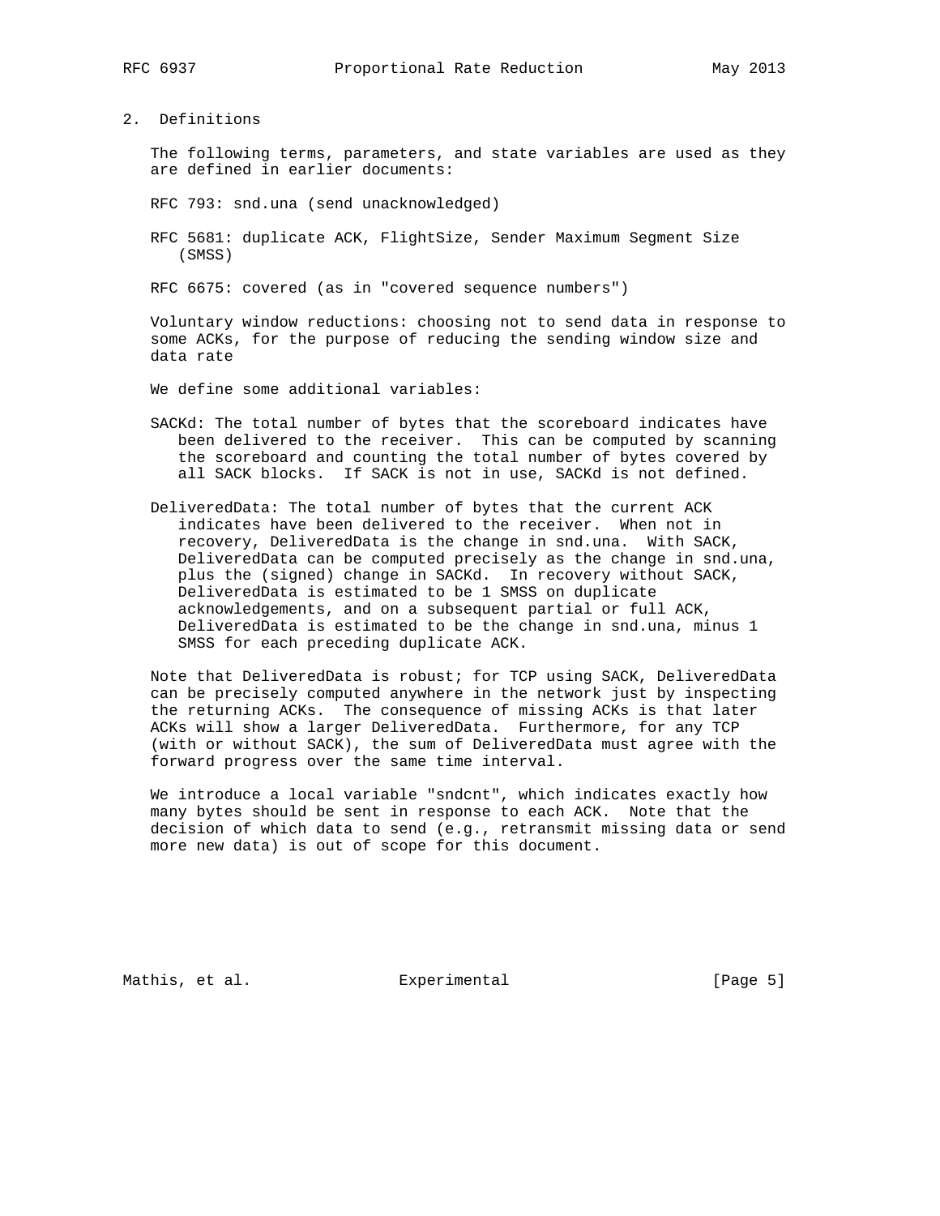## 2. Definitions

The following terms, parameters, and state variables are used as they are defined in earlier documents:

RFC 793: snd.una (send unacknowledged)

RFC 5681: duplicate ACK, FlightSize, Sender Maximum Segment Size (SMSS)

RFC 6675: covered (as in "covered sequence numbers")

Voluntary window reductions: choosing not to send data in response to some ACKs, for the purpose of reducing the sending window size and data rate

We define some additional variables:

SACKd: The total number of bytes that the scoreboard indicates have been delivered to the receiver. This can be computed by scanning the scoreboard and counting the total number of bytes covered by all SACK blocks. If SACK is not in use, SACKd is not defined.

DeliveredData: The total number of bytes that the current ACK indicates have been delivered to the receiver. When not in recovery, DeliveredData is the change in snd.una. With SACK, DeliveredData can be computed precisely as the change in snd.una, plus the (signed) change in SACKd. In recovery without SACK, DeliveredData is estimated to be 1 SMSS on duplicate acknowledgements, and on a subsequent partial or full ACK, DeliveredData is estimated to be the change in snd.una, minus 1 SMSS for each preceding duplicate ACK.

Note that DeliveredData is robust; for TCP using SACK, DeliveredData can be precisely computed anywhere in the network just by inspecting the returning ACKs. The consequence of missing ACKs is that later ACKs will show a larger DeliveredData. Furthermore, for any TCP (with or without SACK), the sum of DeliveredData must agree with the forward progress over the same time interval.

We introduce a local variable "sndcnt", which indicates exactly how many bytes should be sent in response to each ACK. Note that the decision of which data to send (e.g., retransmit missing data or send more new data) is out of scope for this document.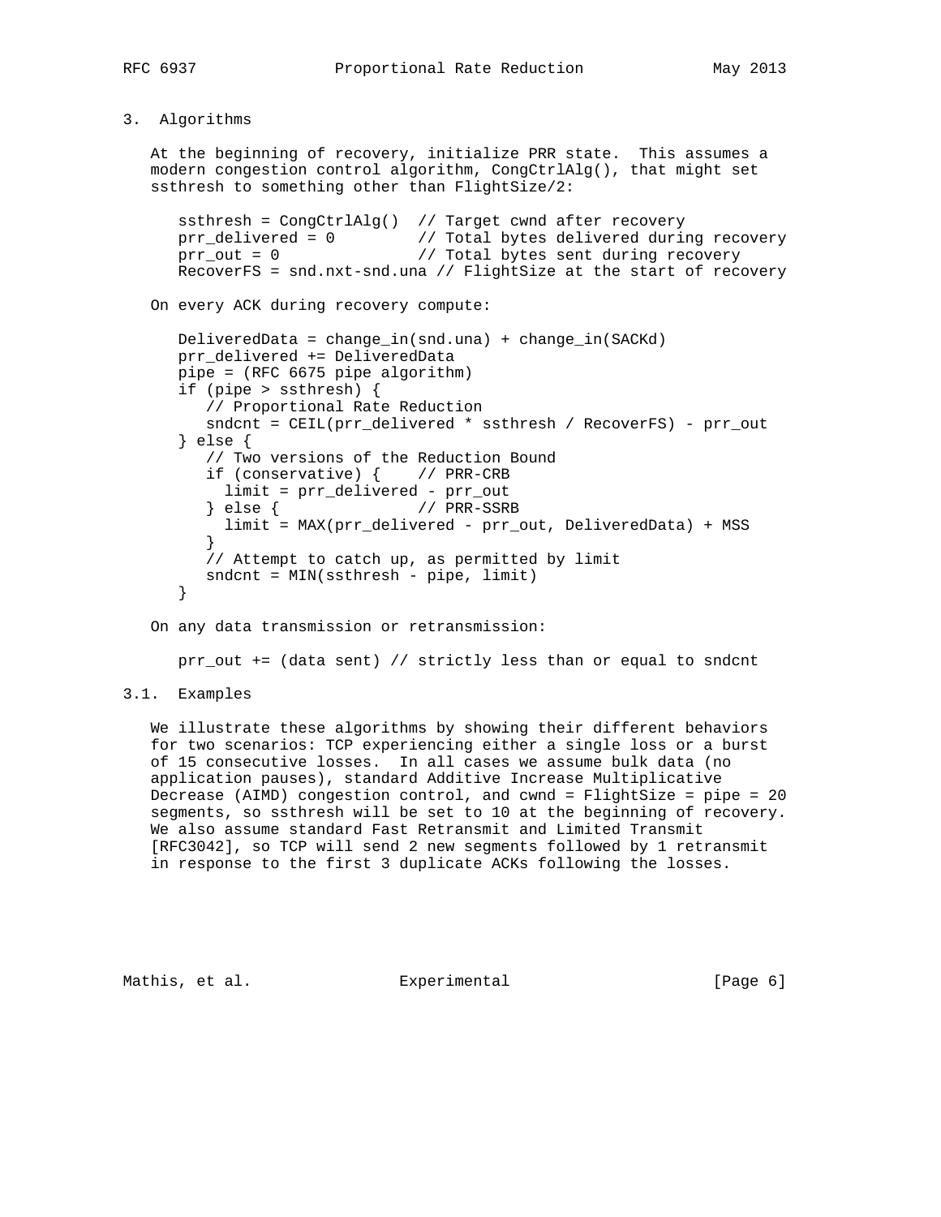## 3. Algorithms

At the beginning of recovery, initialize PRR state. This assumes a modern congestion control algorithm, CongCtrlAlg(), that might set ssthresh to something other than FlightSize/2:

```
ssthresh = CongCtrlAlg()  // Target cwnd after recovery
prr_delivered = 0         // Total bytes delivered during recovery
prr_out = 0               // Total bytes sent during recovery
RecoverFS = snd.nxt-snd.una // FlightSize at the start of recovery
```

On every ACK during recovery compute:

```
DeliveredData = change_in(snd.una) + change_in(SACKd)
prr_delivered += DeliveredData
pipe = (RFC 6675 pipe algorithm)
if (pipe > ssthresh) {
   // Proportional Rate Reduction
   sndcnt = CEIL(prr_delivered * ssthresh / RecoverFS) - prr_out
} else {
   // Two versions of the Reduction Bound
   if (conservative) {    // PRR-CRB
     limit = prr_delivered - prr_out
   } else {               // PRR-SSRB
     limit = MAX(prr_delivered - prr_out, DeliveredData) + MSS
   }
   // Attempt to catch up, as permitted by limit
   sndcnt = MIN(ssthresh - pipe, limit)
}
```

On any data transmission or retransmission:

```
prr_out += (data sent) // strictly less than or equal to sndcnt
```

### 3.1. Examples

We illustrate these algorithms by showing their different behaviors for two scenarios: TCP experiencing either a single loss or a burst of 15 consecutive losses. In all cases we assume bulk data (no application pauses), standard Additive Increase Multiplicative Decrease (AIMD) congestion control, and cwnd = FlightSize = pipe = 20 segments, so ssthresh will be set to 10 at the beginning of recovery. We also assume standard Fast Retransmit and Limited Transmit [RFC3042], so TCP will send 2 new segments followed by 1 retransmit in response to the first 3 duplicate ACKs following the losses.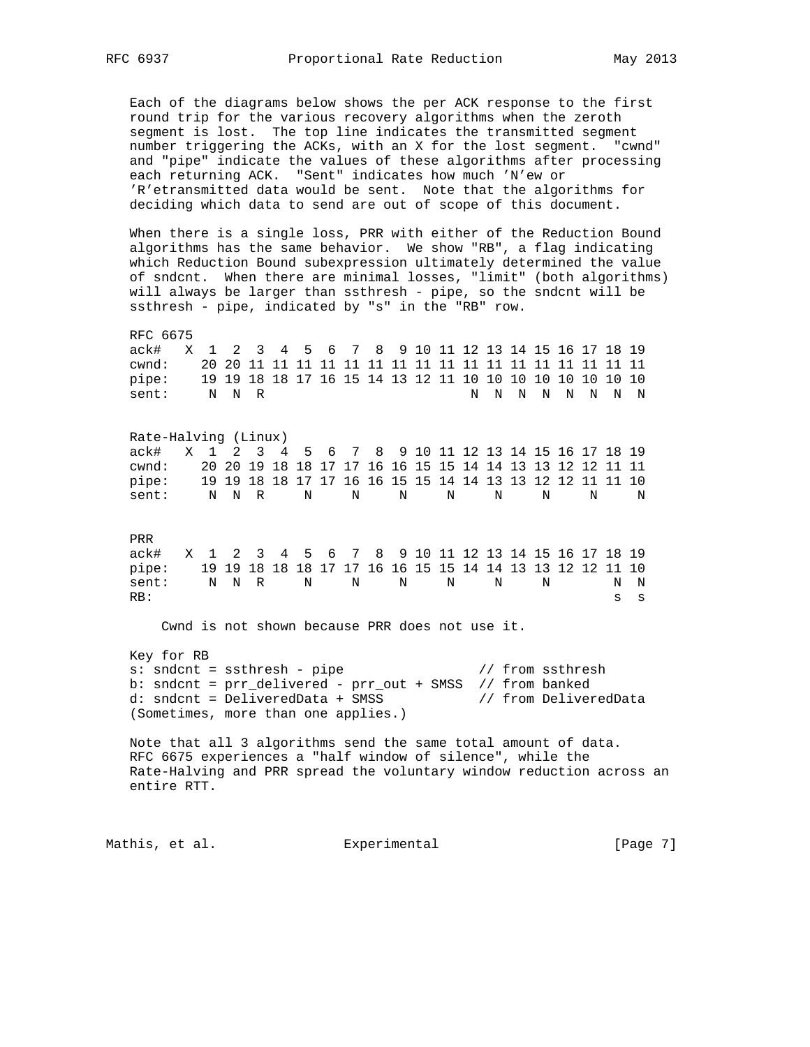Each of the diagrams below shows the per ACK response to the first round trip for the various recovery algorithms when the zeroth segment is lost. The top line indicates the transmitted segment number triggering the ACKs, with an X for the lost segment. "cwnd" and "pipe" indicate the values of these algorithms after processing each returning ACK. "Sent" indicates how much 'N'ew or 'R'etransmitted data would be sent. Note that the algorithms for deciding which data to send are out of scope of this document.

When there is a single loss, PRR with either of the Reduction Bound algorithms has the same behavior. We show "RB", a flag indicating which Reduction Bound subexpression ultimately determined the value of sndcnt. When there are minimal losses, "limit" (both algorithms) will always be larger than ssthresh - pipe, so the sndcnt will be ssthresh - pipe, indicated by "s" in the "RB" row.

```
RFC 6675
ack#   X  1  2  3  4  5  6  7  8  9 10 11 12 13 14 15 16 17 18 19
cwnd:    20 20 11 11 11 11 11 11 11 11 11 11 11 11 11 11 11 11 11
pipe:    19 19 18 18 17 16 15 14 13 12 11 10 10 10 10 10 10 10 10
sent:     N  N  R                          N  N  N  N  N  N  N  N


Rate-Halving (Linux)
ack#   X  1  2  3  4  5  6  7  8  9 10 11 12 13 14 15 16 17 18 19
cwnd:    20 20 19 18 18 17 17 16 16 15 15 14 14 13 13 12 12 11 11
pipe:    19 19 18 18 17 17 16 16 15 15 14 14 13 13 12 12 11 11 10
sent:     N  N  R     N     N     N     N     N     N     N     N


PRR
ack#   X  1  2  3  4  5  6  7  8  9 10 11 12 13 14 15 16 17 18 19
pipe:    19 19 18 18 18 17 17 16 16 15 15 14 14 13 13 12 12 11 10
sent:     N  N  R     N     N     N     N     N     N        N  N
RB:                                                          s  s
```

Cwnd is not shown because PRR does not use it.

```
Key for RB
s: sndcnt = ssthresh - pipe                 // from ssthresh
b: sndcnt = prr_delivered - prr_out + SMSS  // from banked
d: sndcnt = DeliveredData + SMSS            // from DeliveredData
(Sometimes, more than one applies.)
```

Note that all 3 algorithms send the same total amount of data. RFC 6675 experiences a "half window of silence", while the Rate-Halving and PRR spread the voluntary window reduction across an entire RTT.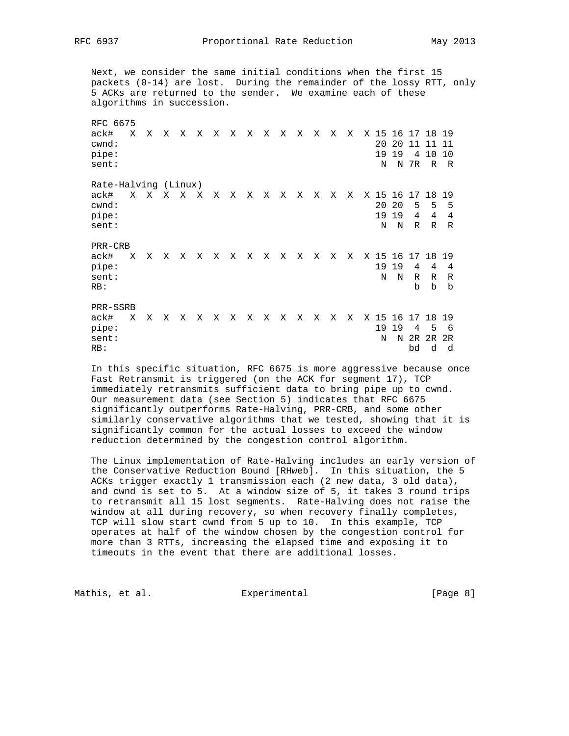Next, we consider the same initial conditions when the first 15 packets (0-14) are lost. During the remainder of the lossy RTT, only 5 ACKs are returned to the sender. We examine each of these algorithms in succession.

```
RFC 6675
ack#   X  X  X  X  X  X  X  X  X  X  X  X  X  X  X 15 16 17 18 19
cwnd:                                              20 20 11 11 11
pipe:                                              19 19  4 10 10
sent:                                               N  N 7R  R  R

Rate-Halving (Linux)
ack#   X  X  X  X  X  X  X  X  X  X  X  X  X  X  X 15 16 17 18 19
cwnd:                                              20 20  5  5  5
pipe:                                              19 19  4  4  4
sent:                                               N  N  R  R  R

PRR-CRB
ack#   X  X  X  X  X  X  X  X  X  X  X  X  X  X  X 15 16 17 18 19
pipe:                                              19 19  4  4  4
sent:                                               N  N  R  R  R
RB:                                                       b  b  b

PRR-SSRB
ack#   X  X  X  X  X  X  X  X  X  X  X  X  X  X  X 15 16 17 18 19
pipe:                                              19 19  4  5  6
sent:                                               N  N 2R 2R 2R
RB:                                                      bd  d  d
```

In this specific situation, RFC 6675 is more aggressive because once Fast Retransmit is triggered (on the ACK for segment 17), TCP immediately retransmits sufficient data to bring pipe up to cwnd. Our measurement data (see Section 5) indicates that RFC 6675 significantly outperforms Rate-Halving, PRR-CRB, and some other similarly conservative algorithms that we tested, showing that it is significantly common for the actual losses to exceed the window reduction determined by the congestion control algorithm.

The Linux implementation of Rate-Halving includes an early version of the Conservative Reduction Bound [RHweb]. In this situation, the 5 ACKs trigger exactly 1 transmission each (2 new data, 3 old data), and cwnd is set to 5. At a window size of 5, it takes 3 round trips to retransmit all 15 lost segments. Rate-Halving does not raise the window at all during recovery, so when recovery finally completes, TCP will slow start cwnd from 5 up to 10. In this example, TCP operates at half of the window chosen by the congestion control for more than 3 RTTs, increasing the elapsed time and exposing it to timeouts in the event that there are additional losses.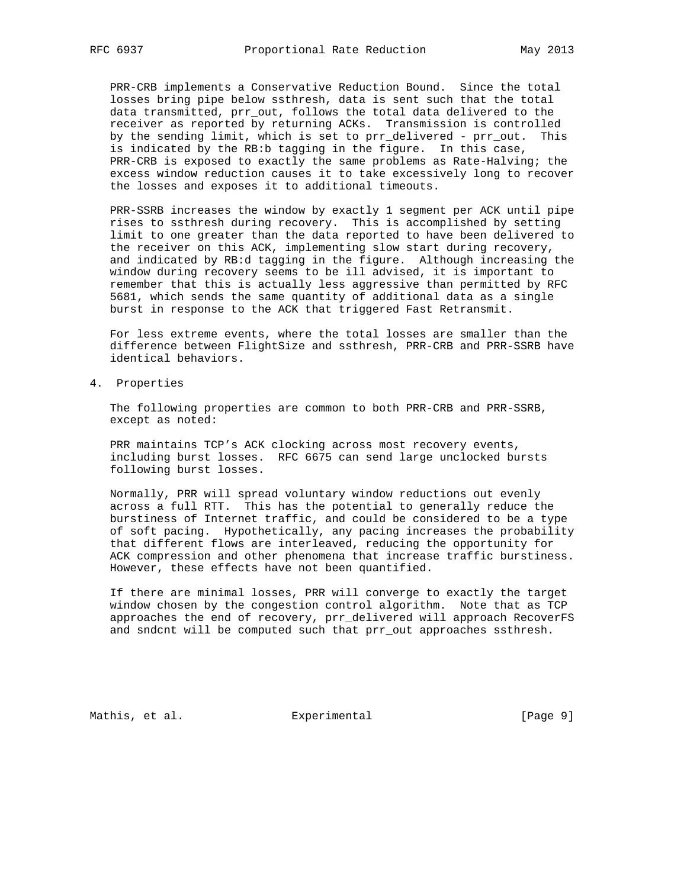PRR-CRB implements a Conservative Reduction Bound. Since the total losses bring pipe below ssthresh, data is sent such that the total data transmitted, prr_out, follows the total data delivered to the receiver as reported by returning ACKs. Transmission is controlled by the sending limit, which is set to prr_delivered - prr_out. This is indicated by the RB:b tagging in the figure. In this case, PRR-CRB is exposed to exactly the same problems as Rate-Halving; the excess window reduction causes it to take excessively long to recover the losses and exposes it to additional timeouts.

PRR-SSRB increases the window by exactly 1 segment per ACK until pipe rises to ssthresh during recovery. This is accomplished by setting limit to one greater than the data reported to have been delivered to the receiver on this ACK, implementing slow start during recovery, and indicated by RB:d tagging in the figure. Although increasing the window during recovery seems to be ill advised, it is important to remember that this is actually less aggressive than permitted by RFC 5681, which sends the same quantity of additional data as a single burst in response to the ACK that triggered Fast Retransmit.

For less extreme events, where the total losses are smaller than the difference between FlightSize and ssthresh, PRR-CRB and PRR-SSRB have identical behaviors.

# 4. Properties

The following properties are common to both PRR-CRB and PRR-SSRB, except as noted:

PRR maintains TCP's ACK clocking across most recovery events, including burst losses. RFC 6675 can send large unclocked bursts following burst losses.

Normally, PRR will spread voluntary window reductions out evenly across a full RTT. This has the potential to generally reduce the burstiness of Internet traffic, and could be considered to be a type of soft pacing. Hypothetically, any pacing increases the probability that different flows are interleaved, reducing the opportunity for ACK compression and other phenomena that increase traffic burstiness. However, these effects have not been quantified.

If there are minimal losses, PRR will converge to exactly the target window chosen by the congestion control algorithm. Note that as TCP approaches the end of recovery, prr_delivered will approach RecoverFS and sndcnt will be computed such that prr_out approaches ssthresh.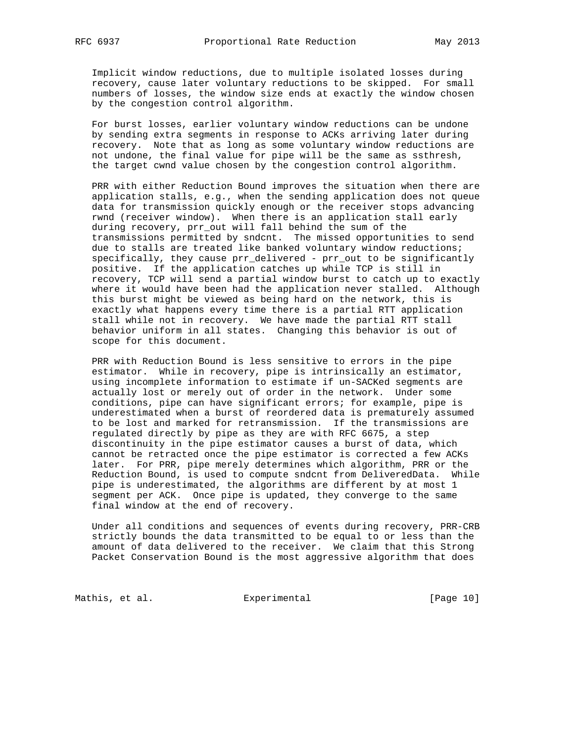Implicit window reductions, due to multiple isolated losses during recovery, cause later voluntary reductions to be skipped. For small numbers of losses, the window size ends at exactly the window chosen by the congestion control algorithm.

For burst losses, earlier voluntary window reductions can be undone by sending extra segments in response to ACKs arriving later during recovery. Note that as long as some voluntary window reductions are not undone, the final value for pipe will be the same as ssthresh, the target cwnd value chosen by the congestion control algorithm.

PRR with either Reduction Bound improves the situation when there are application stalls, e.g., when the sending application does not queue data for transmission quickly enough or the receiver stops advancing rwnd (receiver window). When there is an application stall early during recovery, prr_out will fall behind the sum of the transmissions permitted by sndcnt. The missed opportunities to send due to stalls are treated like banked voluntary window reductions; specifically, they cause prr_delivered - prr_out to be significantly positive. If the application catches up while TCP is still in recovery, TCP will send a partial window burst to catch up to exactly where it would have been had the application never stalled. Although this burst might be viewed as being hard on the network, this is exactly what happens every time there is a partial RTT application stall while not in recovery. We have made the partial RTT stall behavior uniform in all states. Changing this behavior is out of scope for this document.

PRR with Reduction Bound is less sensitive to errors in the pipe estimator. While in recovery, pipe is intrinsically an estimator, using incomplete information to estimate if un-SACKed segments are actually lost or merely out of order in the network. Under some conditions, pipe can have significant errors; for example, pipe is underestimated when a burst of reordered data is prematurely assumed to be lost and marked for retransmission. If the transmissions are regulated directly by pipe as they are with RFC 6675, a step discontinuity in the pipe estimator causes a burst of data, which cannot be retracted once the pipe estimator is corrected a few ACKs later. For PRR, pipe merely determines which algorithm, PRR or the Reduction Bound, is used to compute sndcnt from DeliveredData. While pipe is underestimated, the algorithms are different by at most 1 segment per ACK. Once pipe is updated, they converge to the same final window at the end of recovery.

Under all conditions and sequences of events during recovery, PRR-CRB strictly bounds the data transmitted to be equal to or less than the amount of data delivered to the receiver. We claim that this Strong Packet Conservation Bound is the most aggressive algorithm that does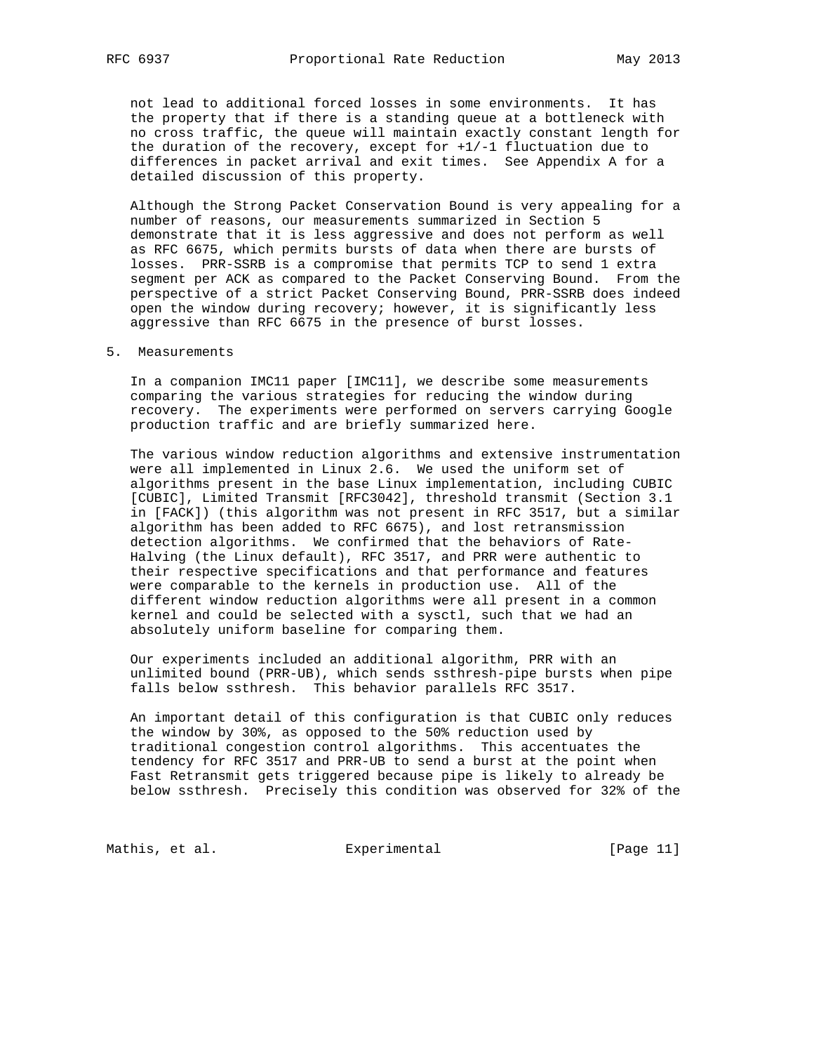not lead to additional forced losses in some environments. It has the property that if there is a standing queue at a bottleneck with no cross traffic, the queue will maintain exactly constant length for the duration of the recovery, except for +1/-1 fluctuation due to differences in packet arrival and exit times. See Appendix A for a detailed discussion of this property.

Although the Strong Packet Conservation Bound is very appealing for a number of reasons, our measurements summarized in Section 5 demonstrate that it is less aggressive and does not perform as well as RFC 6675, which permits bursts of data when there are bursts of losses. PRR-SSRB is a compromise that permits TCP to send 1 extra segment per ACK as compared to the Packet Conserving Bound. From the perspective of a strict Packet Conserving Bound, PRR-SSRB does indeed open the window during recovery; however, it is significantly less aggressive than RFC 6675 in the presence of burst losses.

## 5. Measurements

In a companion IMC11 paper [IMC11], we describe some measurements comparing the various strategies for reducing the window during recovery. The experiments were performed on servers carrying Google production traffic and are briefly summarized here.

The various window reduction algorithms and extensive instrumentation were all implemented in Linux 2.6. We used the uniform set of algorithms present in the base Linux implementation, including CUBIC [CUBIC], Limited Transmit [RFC3042], threshold transmit (Section 3.1 in [FACK]) (this algorithm was not present in RFC 3517, but a similar algorithm has been added to RFC 6675), and lost retransmission detection algorithms. We confirmed that the behaviors of Rate-Halving (the Linux default), RFC 3517, and PRR were authentic to their respective specifications and that performance and features were comparable to the kernels in production use. All of the different window reduction algorithms were all present in a common kernel and could be selected with a sysctl, such that we had an absolutely uniform baseline for comparing them.

Our experiments included an additional algorithm, PRR with an unlimited bound (PRR-UB), which sends ssthresh-pipe bursts when pipe falls below ssthresh. This behavior parallels RFC 3517.

An important detail of this configuration is that CUBIC only reduces the window by 30%, as opposed to the 50% reduction used by traditional congestion control algorithms. This accentuates the tendency for RFC 3517 and PRR-UB to send a burst at the point when Fast Retransmit gets triggered because pipe is likely to already be below ssthresh. Precisely this condition was observed for 32% of the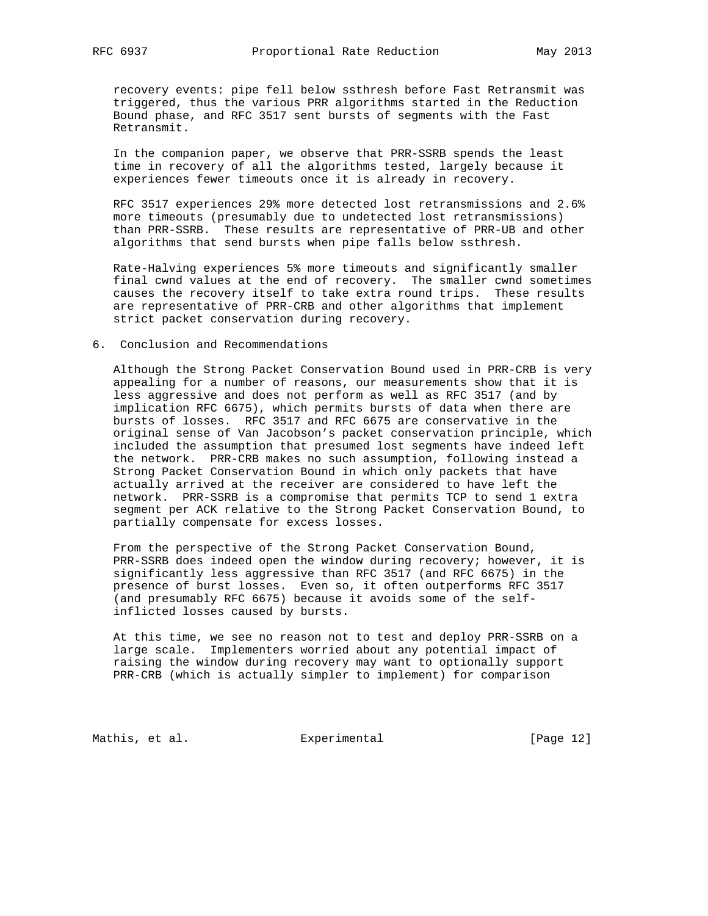recovery events: pipe fell below ssthresh before Fast Retransmit was triggered, thus the various PRR algorithms started in the Reduction Bound phase, and RFC 3517 sent bursts of segments with the Fast Retransmit.

In the companion paper, we observe that PRR-SSRB spends the least time in recovery of all the algorithms tested, largely because it experiences fewer timeouts once it is already in recovery.

RFC 3517 experiences 29% more detected lost retransmissions and 2.6% more timeouts (presumably due to undetected lost retransmissions) than PRR-SSRB. These results are representative of PRR-UB and other algorithms that send bursts when pipe falls below ssthresh.

Rate-Halving experiences 5% more timeouts and significantly smaller final cwnd values at the end of recovery. The smaller cwnd sometimes causes the recovery itself to take extra round trips. These results are representative of PRR-CRB and other algorithms that implement strict packet conservation during recovery.

## 6. Conclusion and Recommendations

Although the Strong Packet Conservation Bound used in PRR-CRB is very appealing for a number of reasons, our measurements show that it is less aggressive and does not perform as well as RFC 3517 (and by implication RFC 6675), which permits bursts of data when there are bursts of losses. RFC 3517 and RFC 6675 are conservative in the original sense of Van Jacobson's packet conservation principle, which included the assumption that presumed lost segments have indeed left the network. PRR-CRB makes no such assumption, following instead a Strong Packet Conservation Bound in which only packets that have actually arrived at the receiver are considered to have left the network. PRR-SSRB is a compromise that permits TCP to send 1 extra segment per ACK relative to the Strong Packet Conservation Bound, to partially compensate for excess losses.

From the perspective of the Strong Packet Conservation Bound, PRR-SSRB does indeed open the window during recovery; however, it is significantly less aggressive than RFC 3517 (and RFC 6675) in the presence of burst losses. Even so, it often outperforms RFC 3517 (and presumably RFC 6675) because it avoids some of the self-inflicted losses caused by bursts.

At this time, we see no reason not to test and deploy PRR-SSRB on a large scale. Implementers worried about any potential impact of raising the window during recovery may want to optionally support PRR-CRB (which is actually simpler to implement) for comparison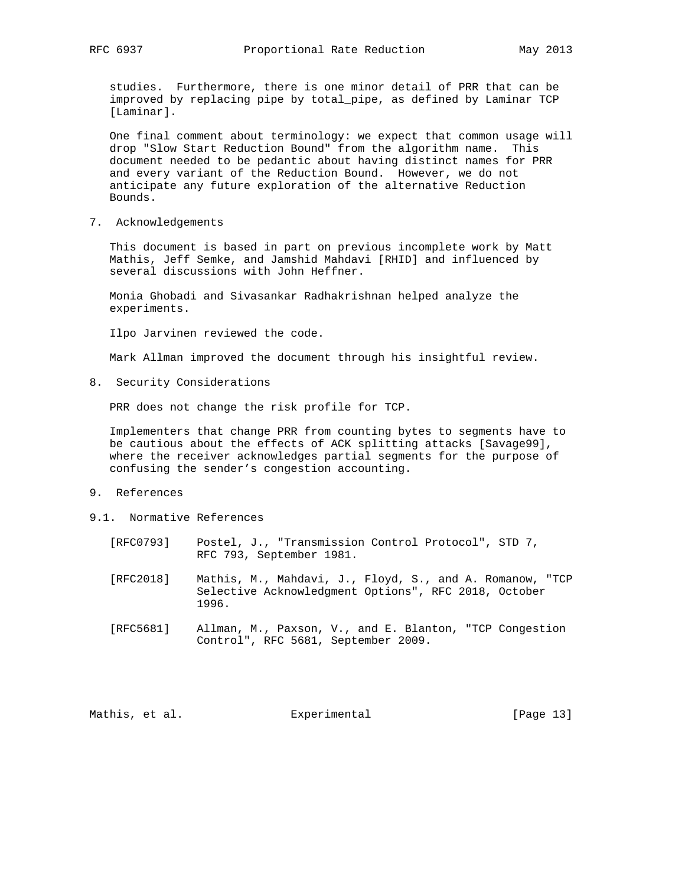studies. Furthermore, there is one minor detail of PRR that can be improved by replacing pipe by total_pipe, as defined by Laminar TCP [Laminar].

One final comment about terminology: we expect that common usage will drop "Slow Start Reduction Bound" from the algorithm name. This document needed to be pedantic about having distinct names for PRR and every variant of the Reduction Bound. However, we do not anticipate any future exploration of the alternative Reduction Bounds.

## 7. Acknowledgements

This document is based in part on previous incomplete work by Matt Mathis, Jeff Semke, and Jamshid Mahdavi [RHID] and influenced by several discussions with John Heffner.

Monia Ghobadi and Sivasankar Radhakrishnan helped analyze the experiments.

Ilpo Jarvinen reviewed the code.

Mark Allman improved the document through his insightful review.

## 8. Security Considerations

PRR does not change the risk profile for TCP.

Implementers that change PRR from counting bytes to segments have to be cautious about the effects of ACK splitting attacks [Savage99], where the receiver acknowledges partial segments for the purpose of confusing the sender’s congestion accounting.

## 9. References

### 9.1. Normative References

[RFC0793] Postel, J., "Transmission Control Protocol", STD 7, RFC 793, September 1981.

[RFC2018] Mathis, M., Mahdavi, J., Floyd, S., and A. Romanow, "TCP Selective Acknowledgment Options", RFC 2018, October 1996.

[RFC5681] Allman, M., Paxson, V., and E. Blanton, "TCP Congestion Control", RFC 5681, September 2009.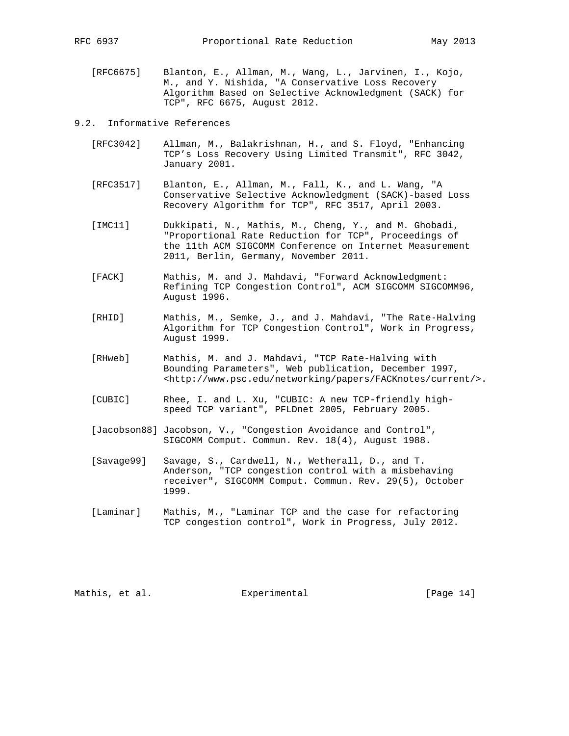[RFC6675] Blanton, E., Allman, M., Wang, L., Jarvinen, I., Kojo, M., and Y. Nishida, "A Conservative Loss Recovery Algorithm Based on Selective Acknowledgment (SACK) for TCP", RFC 6675, August 2012.

## 9.2. Informative References

[RFC3042] Allman, M., Balakrishnan, H., and S. Floyd, "Enhancing TCP's Loss Recovery Using Limited Transmit", RFC 3042, January 2001.

[RFC3517] Blanton, E., Allman, M., Fall, K., and L. Wang, "A Conservative Selective Acknowledgment (SACK)-based Loss Recovery Algorithm for TCP", RFC 3517, April 2003.

[IMC11] Dukkipati, N., Mathis, M., Cheng, Y., and M. Ghobadi, "Proportional Rate Reduction for TCP", Proceedings of the 11th ACM SIGCOMM Conference on Internet Measurement 2011, Berlin, Germany, November 2011.

[FACK] Mathis, M. and J. Mahdavi, "Forward Acknowledgment: Refining TCP Congestion Control", ACM SIGCOMM SIGCOMM96, August 1996.

[RHID] Mathis, M., Semke, J., and J. Mahdavi, "The Rate-Halving Algorithm for TCP Congestion Control", Work in Progress, August 1999.

[RHweb] Mathis, M. and J. Mahdavi, "TCP Rate-Halving with Bounding Parameters", Web publication, December 1997, <http://www.psc.edu/networking/papers/FACKnotes/current/>.

[CUBIC] Rhee, I. and L. Xu, "CUBIC: A new TCP-friendly high-speed TCP variant", PFLDnet 2005, February 2005.

[Jacobson88] Jacobson, V., "Congestion Avoidance and Control", SIGCOMM Comput. Commun. Rev. 18(4), August 1988.

[Savage99] Savage, S., Cardwell, N., Wetherall, D., and T. Anderson, "TCP congestion control with a misbehaving receiver", SIGCOMM Comput. Commun. Rev. 29(5), October 1999.

[Laminar] Mathis, M., "Laminar TCP and the case for refactoring TCP congestion control", Work in Progress, July 2012.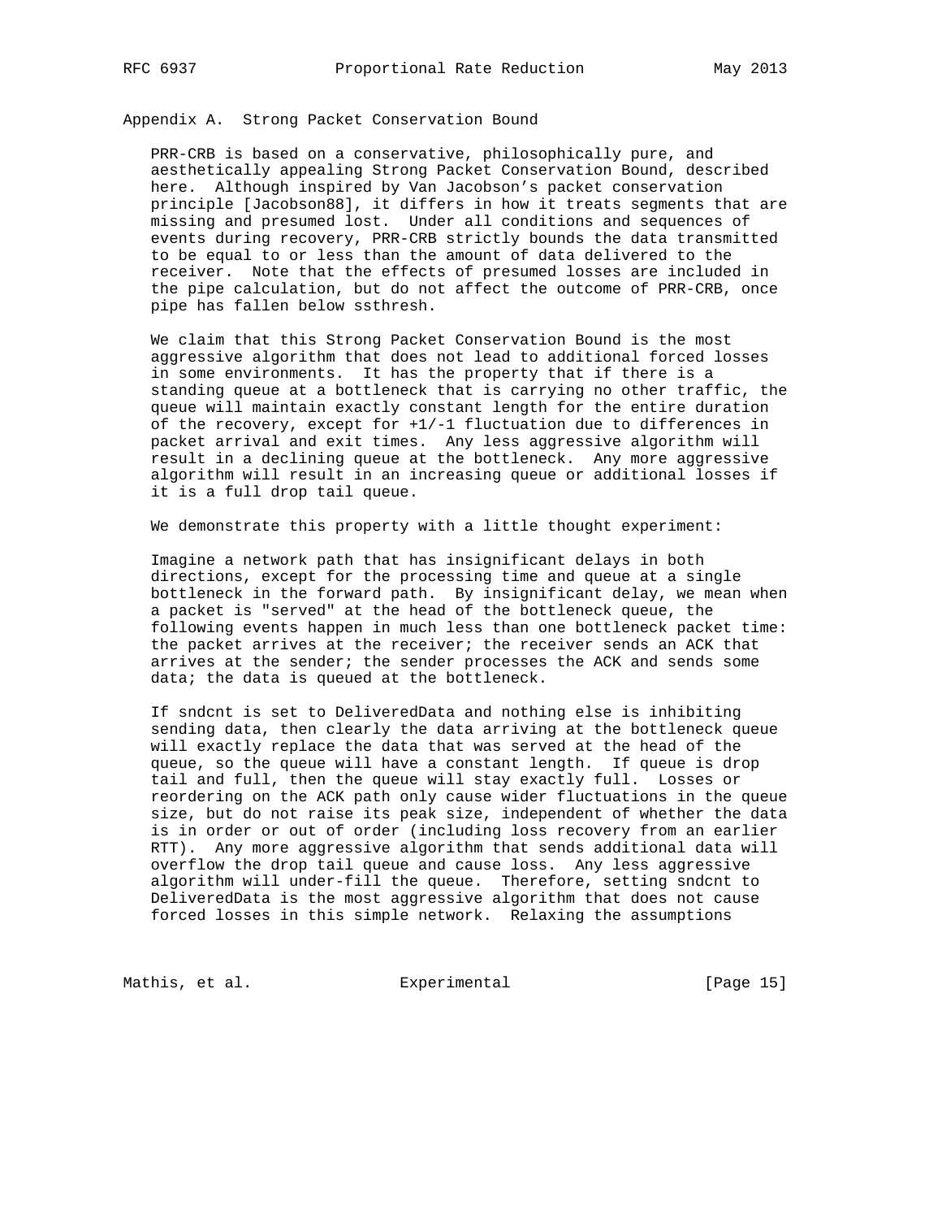## Appendix A. Strong Packet Conservation Bound

PRR-CRB is based on a conservative, philosophically pure, and aesthetically appealing Strong Packet Conservation Bound, described here. Although inspired by Van Jacobson's packet conservation principle [Jacobson88], it differs in how it treats segments that are missing and presumed lost. Under all conditions and sequences of events during recovery, PRR-CRB strictly bounds the data transmitted to be equal to or less than the amount of data delivered to the receiver. Note that the effects of presumed losses are included in the pipe calculation, but do not affect the outcome of PRR-CRB, once pipe has fallen below ssthresh.

We claim that this Strong Packet Conservation Bound is the most aggressive algorithm that does not lead to additional forced losses in some environments. It has the property that if there is a standing queue at a bottleneck that is carrying no other traffic, the queue will maintain exactly constant length for the entire duration of the recovery, except for +1/-1 fluctuation due to differences in packet arrival and exit times. Any less aggressive algorithm will result in a declining queue at the bottleneck. Any more aggressive algorithm will result in an increasing queue or additional losses if it is a full drop tail queue.

We demonstrate this property with a little thought experiment:

Imagine a network path that has insignificant delays in both directions, except for the processing time and queue at a single bottleneck in the forward path. By insignificant delay, we mean when a packet is "served" at the head of the bottleneck queue, the following events happen in much less than one bottleneck packet time: the packet arrives at the receiver; the receiver sends an ACK that arrives at the sender; the sender processes the ACK and sends some data; the data is queued at the bottleneck.

If sndcnt is set to DeliveredData and nothing else is inhibiting sending data, then clearly the data arriving at the bottleneck queue will exactly replace the data that was served at the head of the queue, so the queue will have a constant length. If queue is drop tail and full, then the queue will stay exactly full. Losses or reordering on the ACK path only cause wider fluctuations in the queue size, but do not raise its peak size, independent of whether the data is in order or out of order (including loss recovery from an earlier RTT). Any more aggressive algorithm that sends additional data will overflow the drop tail queue and cause loss. Any less aggressive algorithm will under-fill the queue. Therefore, setting sndcnt to DeliveredData is the most aggressive algorithm that does not cause forced losses in this simple network. Relaxing the assumptions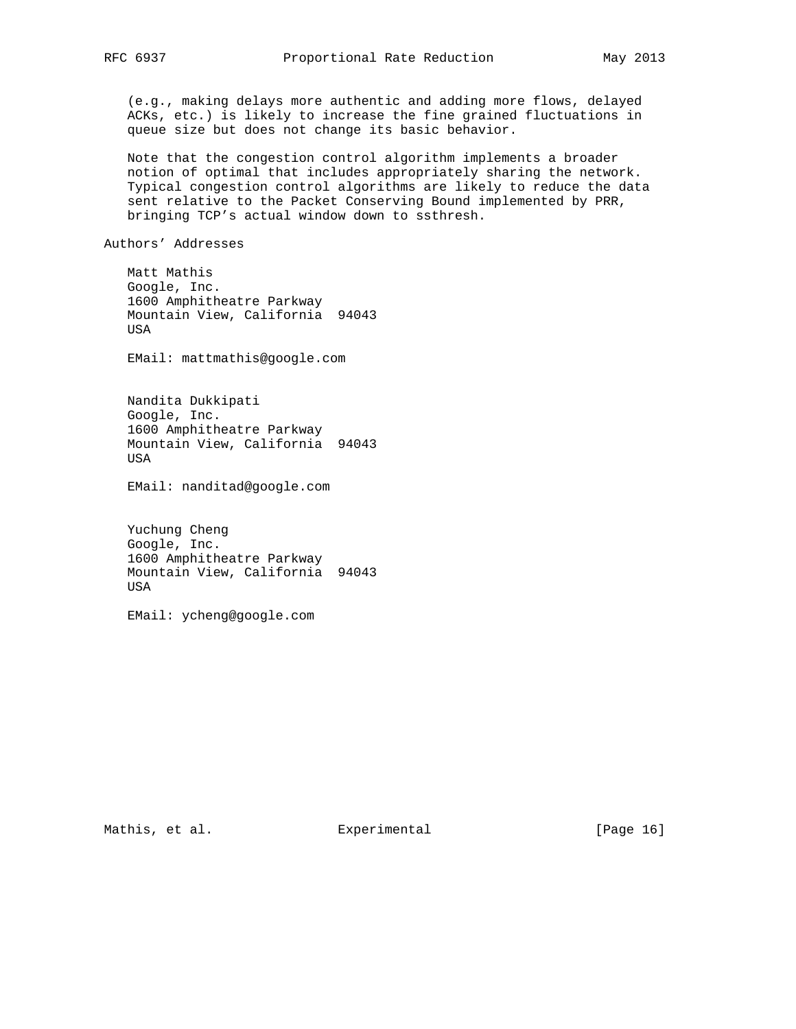(e.g., making delays more authentic and adding more flows, delayed ACKs, etc.) is likely to increase the fine grained fluctuations in queue size but does not change its basic behavior.

Note that the congestion control algorithm implements a broader notion of optimal that includes appropriately sharing the network. Typical congestion control algorithms are likely to reduce the data sent relative to the Packet Conserving Bound implemented by PRR, bringing TCP's actual window down to ssthresh.

## Authors' Addresses

Matt Mathis
Google, Inc.
1600 Amphitheatre Parkway
Mountain View, California 94043
USA

EMail: mattmathis@google.com

Nandita Dukkipati
Google, Inc.
1600 Amphitheatre Parkway
Mountain View, California 94043
USA

EMail: nanditad@google.com

Yuchung Cheng
Google, Inc.
1600 Amphitheatre Parkway
Mountain View, California 94043
USA

EMail: ycheng@google.com